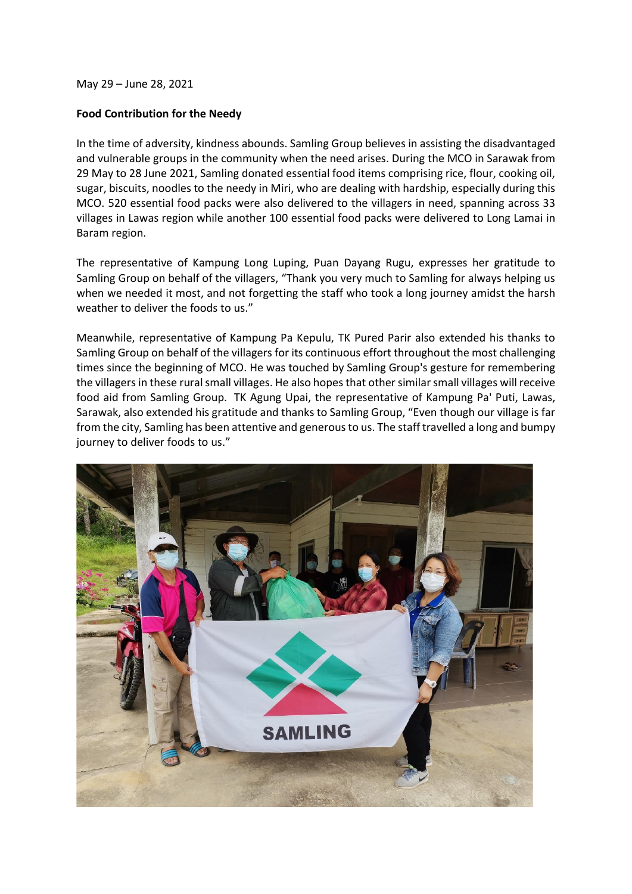May 29 – June 28, 2021

**Food Contribution for the Needy**

In the time of adversity, kindness abounds. Samling Group believes in assisting the disadvantaged and vulnerable groups in the community when the need arises. During the MCO in Sarawak from 29 May to 28 June 2021, Samling donated essential food items comprising rice, flour, cooking oil, sugar, biscuits, noodles to the needy in Miri, who are dealing with hardship, especially during this MCO. 520 essential food packs were also delivered to the villagers in need, spanning across 33 villages in Lawas region while another 100 essential food packs were delivered to Long Lamai in Baram region.

The representative of Kampung Long Luping, Puan Dayang Rugu, expresses her gratitude to Samling Group on behalf of the villagers, "Thank you very much to Samling for always helping us when we needed it most, and not forgetting the staff who took a long journey amidst the harsh weather to deliver the foods to us."

Meanwhile, representative of Kampung Pa Kepulu, TK Pured Parir also extended his thanks to Samling Group on behalf of the villagers for its continuous effort throughout the most challenging times since the beginning of MCO. He was touched by Samling Group's gesture for remembering the villagers in these rural small villages. He also hopes that other similar small villages will receive food aid from Samling Group. TK Agung Upai, the representative of Kampung Pa' Puti, Lawas, Sarawak, also extended his gratitude and thanks to Samling Group, "Even though our village is far from the city, Samling has been attentive and generous to us. The staff travelled a long and bumpy journey to deliver foods to us."